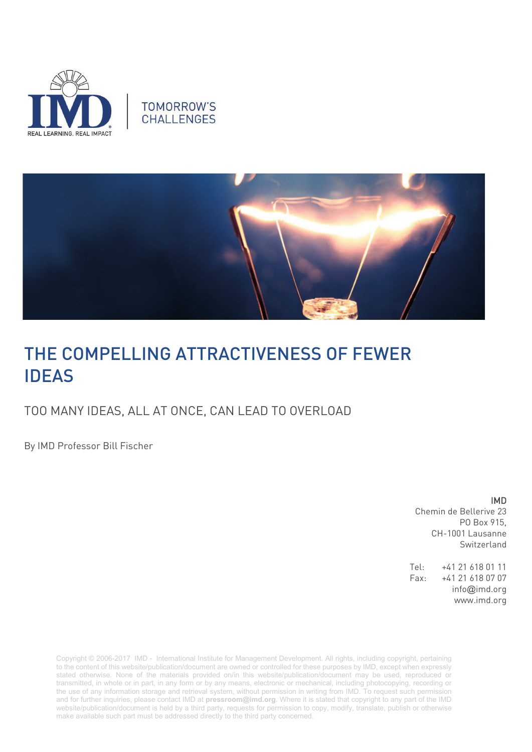IMD

REAL LEARNING. REAL IMPACT

TOMORROW'S CHALLENGES

# THE COMPELLING ATTRACTIVENESS OF FEWER IDEAS

## TOO MANY IDEAS, ALL AT ONCE, CAN LEAD TO OVERLOAD

By IMD Professor Bill Fischer

IMD
Chemin de Bellerive 23
PO Box 915,
CH-1001 Lausanne
Switzerland

Tel: +41 21 618 01 11
Fax: +41 21 618 07 07
info@imd.org
www.imd.org

Copyright © 2006-2017 IMD - International Institute for Management Development. All rights, including copyright, pertaining to the content of this website/publication/document are owned or controlled for these purposes by IMD, except when expressly stated otherwise. None of the materials provided on/in this website/publication/document may be used, reproduced or transmitted, in whole or in part, in any form or by any means, electronic or mechanical, including photocopying, recording or the use of any information storage and retrieval system, without permission in writing from IMD. To request such permission and for further inquiries, please contact IMD at **pressroom@imd.org**. Where it is stated that copyright to any part of the IMD website/publication/document is held by a third party, requests for permission to copy, modify, translate, publish or otherwise make available such part must be addressed directly to the third party concerned.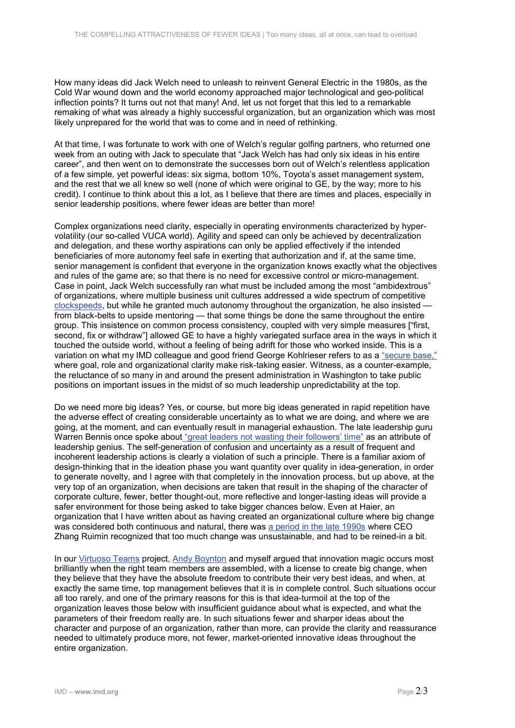How many ideas did Jack Welch need to unleash to reinvent General Electric in the 1980s, as the Cold War wound down and the world economy approached major technological and geo-political inflection points? It turns out not that many! And, let us not forget that this led to a remarkable remaking of what was already a highly successful organization, but an organization which was most likely unprepared for the world that was to come and in need of rethinking.

At that time, I was fortunate to work with one of Welch's regular golfing partners, who returned one week from an outing with Jack to speculate that "Jack Welch has had only six ideas in his entire career", and then went on to demonstrate the successes born out of Welch's relentless application of a few simple, yet powerful ideas: six sigma, bottom 10%, Toyota's asset management system, and the rest that we all knew so well (none of which were original to GE, by the way; more to his credit). I continue to think about this a lot, as I believe that there are times and places, especially in senior leadership positions, where fewer ideas are better than more!

Complex organizations need clarity, especially in operating environments characterized by hyper-volatility (our so-called VUCA world). Agility and speed can only be achieved by decentralization and delegation, and these worthy aspirations can only be applied effectively if the intended beneficiaries of more autonomy feel safe in exerting that authorization and if, at the same time, senior management is confident that everyone in the organization knows exactly what the objectives and rules of the game are; so that there is no need for excessive control or micro-management. Case in point, Jack Welch successfully ran what must be included among the most "ambidextrous" of organizations, where multiple business unit cultures addressed a wide spectrum of competitive clockspeeds, but while he granted much autonomy throughout the organization, he also insisted — from black-belts to upside mentoring — that some things be done the same throughout the entire group. This insistence on common process consistency, coupled with very simple measures ["first, second, fix or withdraw"] allowed GE to have a highly variegated surface area in the ways in which it touched the outside world, without a feeling of being adrift for those who worked inside. This is a variation on what my IMD colleague and good friend George Kohlrieser refers to as a "secure base," where goal, role and organizational clarity make risk-taking easier. Witness, as a counter-example, the reluctance of so many in and around the present administration in Washington to take public positions on important issues in the midst of so much leadership unpredictability at the top.

Do we need more big ideas? Yes, or course, but more big ideas generated in rapid repetition have the adverse effect of creating considerable uncertainty as to what we are doing, and where we are going, at the moment, and can eventually result in managerial exhaustion. The late leadership guru Warren Bennis once spoke about "great leaders not wasting their followers' time" as an attribute of leadership genius. The self-generation of confusion and uncertainty as a result of frequent and incoherent leadership actions is clearly a violation of such a principle. There is a familiar axiom of design-thinking that in the ideation phase you want quantity over quality in idea-generation, in order to generate novelty, and I agree with that completely in the innovation process, but up above, at the very top of an organization, when decisions are taken that result in the shaping of the character of corporate culture, fewer, better thought-out, more reflective and longer-lasting ideas will provide a safer environment for those being asked to take bigger chances below. Even at Haier, an organization that I have written about as having created an organizational culture where big change was considered both continuous and natural, there was a period in the late 1990s where CEO Zhang Ruimin recognized that too much change was unsustainable, and had to be reined-in a bit.

In our Virtuoso Teams project, Andy Boynton and myself argued that innovation magic occurs most brilliantly when the right team members are assembled, with a license to create big change, when they believe that they have the absolute freedom to contribute their very best ideas, and when, at exactly the same time, top management believes that it is in complete control. Such situations occur all too rarely, and one of the primary reasons for this is that idea-turmoil at the top of the organization leaves those below with insufficient guidance about what is expected, and what the parameters of their freedom really are. In such situations fewer and sharper ideas about the character and purpose of an organization, rather than more, can provide the clarity and reassurance needed to ultimately produce more, not fewer, market-oriented innovative ideas throughout the entire organization.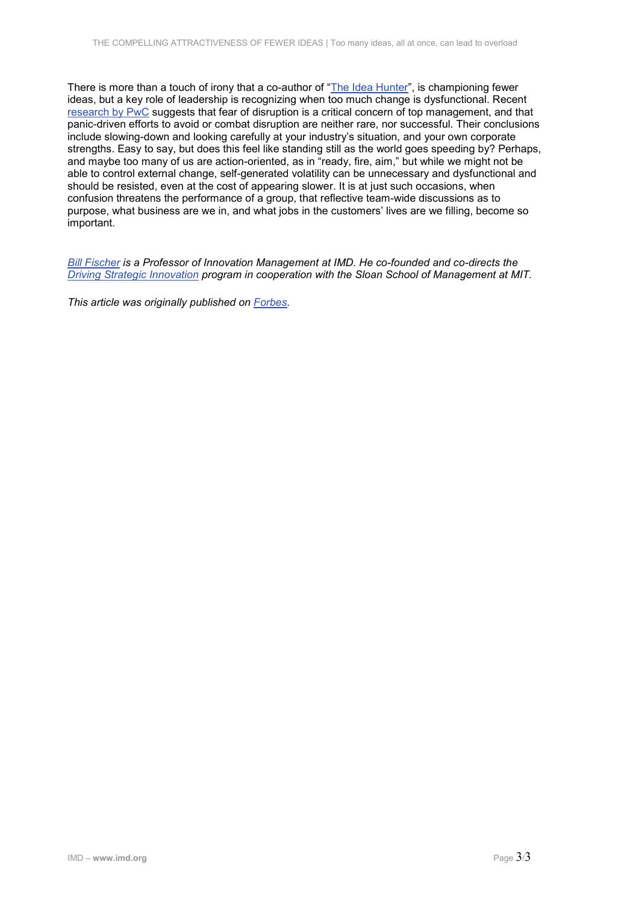There is more than a touch of irony that a co-author of "The Idea Hunter", is championing fewer ideas, but a key role of leadership is recognizing when too much change is dysfunctional. Recent research by PwC suggests that fear of disruption is a critical concern of top management, and that panic-driven efforts to avoid or combat disruption are neither rare, nor successful. Their conclusions include slowing-down and looking carefully at your industry's situation, and your own corporate strengths. Easy to say, but does this feel like standing still as the world goes speeding by? Perhaps, and maybe too many of us are action-oriented, as in "ready, fire, aim," but while we might not be able to control external change, self-generated volatility can be unnecessary and dysfunctional and should be resisted, even at the cost of appearing slower. It is at just such occasions, when confusion threatens the performance of a group, that reflective team-wide discussions as to purpose, what business are we in, and what jobs in the customers' lives are we filling, become so important.

*Bill Fischer is a Professor of Innovation Management at IMD. He co-founded and co-directs the Driving Strategic Innovation program in cooperation with the Sloan School of Management at MIT.*

*This article was originally published on Forbes.*